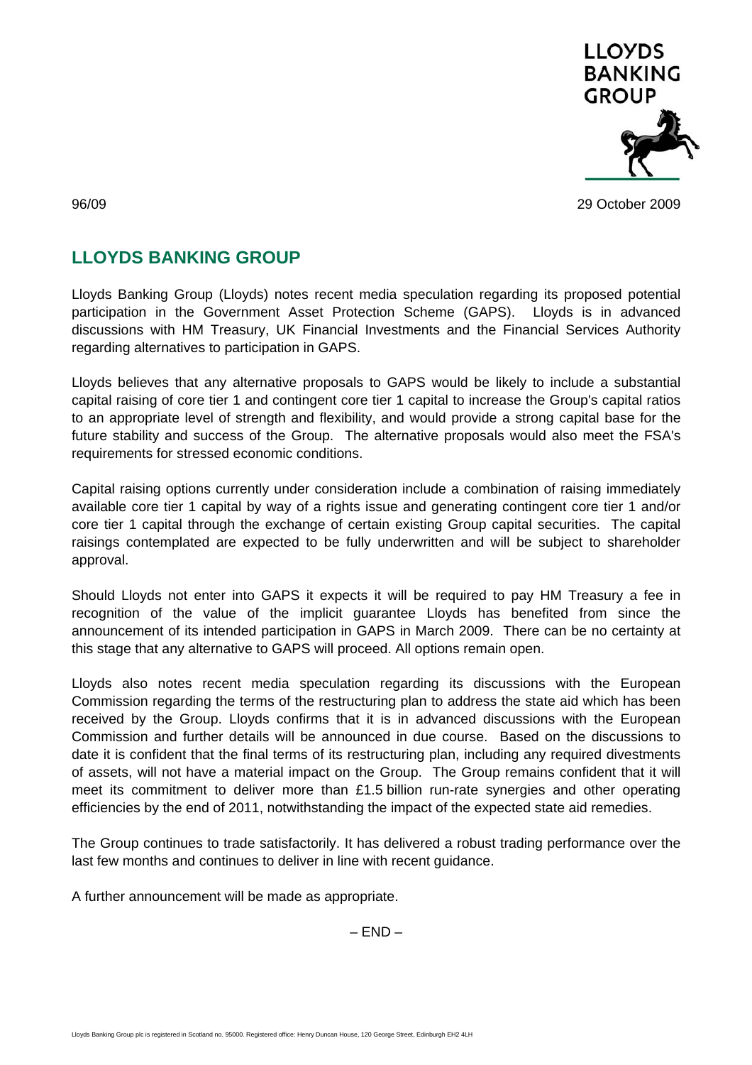96/09 29 October 2009

## LLOYDS BANKING GROUP

Lloyds Banking Group (Lloyds) notes recent media speculation regarding its proposed potential participation in the Government Asset Protection Scheme (GAPS). Lloyds is in advanced discussions with HM Treasury, UK Financial Investments and the Financial Services Authority regarding alternatives to participation in GAPS.

Lloyds believes that any alternative proposals to GAPS would be likely to include a substantial capital raising of core tier 1 and contingent core tier 1 capital to increase the Group's capital ratios to an appropriate level of strength and flexibility, and would provide a strong capital base for the future stability and success of the Group. The alternative proposals would also meet the FSA's requirements for stressed economic conditions.

Capital raising options currently under consideration include a combination of raising immediately available core tier 1 capital by way of a rights issue and generating contingent core tier 1 and/or core tier 1 capital through the exchange of certain existing Group capital securities. The capital raisings contemplated are expected to be fully underwritten and will be subject to shareholder approval.

Should Lloyds not enter into GAPS it expects it will be required to pay HM Treasury a fee in recognition of the value of the implicit guarantee Lloyds has benefited from since the announcement of its intended participation in GAPS in March 2009. There can be no certainty at this stage that any alternative to GAPS will proceed. All options remain open.

Lloyds also notes recent media speculation regarding its discussions with the European Commission regarding the terms of the restructuring plan to address the state aid which has been received by the Group. Lloyds confirms that it is in advanced discussions with the European Commission and further details will be announced in due course. Based on the discussions to date it is confident that the final terms of its restructuring plan, including any required divestments of assets, will not have a material impact on the Group. The Group remains confident that it will meet its commitment to deliver more than £1.5 billion run-rate synergies and other operating efficiencies by the end of 2011, notwithstanding the impact of the expected state aid remedies.

The Group continues to trade satisfactorily. It has delivered a robust trading performance over the last few months and continues to deliver in line with recent guidance.

A further announcement will be made as appropriate.

– END –

Lloyds Banking Group plc is registered in Scotland no. 95000. Registered office: Henry Duncan House, 120 George Street, Edinburgh EH2 4LH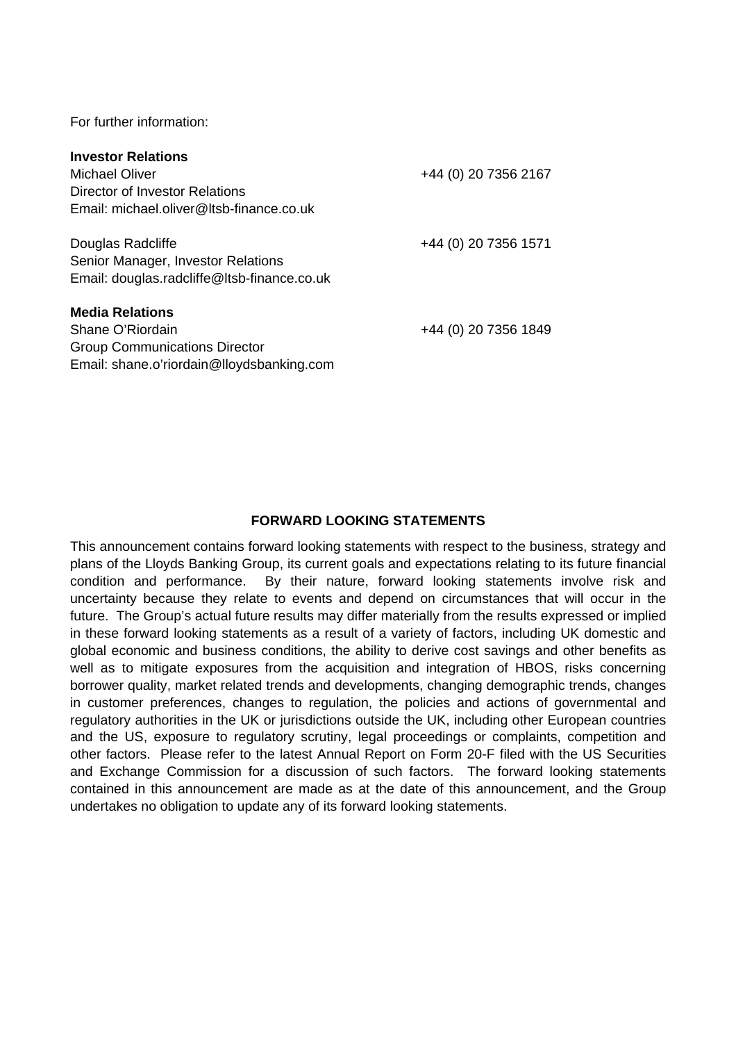For further information:

**Investor Relations**

Michael Oliver +44 (0) 20 7356 2167
Director of Investor Relations
Email: michael.oliver@ltsb-finance.co.uk

Douglas Radcliffe +44 (0) 20 7356 1571
Senior Manager, Investor Relations
Email: douglas.radcliffe@ltsb-finance.co.uk

**Media Relations**

Shane O'Riordain +44 (0) 20 7356 1849
Group Communications Director
Email: shane.o'riordain@lloydsbanking.com

**FORWARD LOOKING STATEMENTS**

This announcement contains forward looking statements with respect to the business, strategy and plans of the Lloyds Banking Group, its current goals and expectations relating to its future financial condition and performance. By their nature, forward looking statements involve risk and uncertainty because they relate to events and depend on circumstances that will occur in the future. The Group's actual future results may differ materially from the results expressed or implied in these forward looking statements as a result of a variety of factors, including UK domestic and global economic and business conditions, the ability to derive cost savings and other benefits as well as to mitigate exposures from the acquisition and integration of HBOS, risks concerning borrower quality, market related trends and developments, changing demographic trends, changes in customer preferences, changes to regulation, the policies and actions of governmental and regulatory authorities in the UK or jurisdictions outside the UK, including other European countries and the US, exposure to regulatory scrutiny, legal proceedings or complaints, competition and other factors. Please refer to the latest Annual Report on Form 20-F filed with the US Securities and Exchange Commission for a discussion of such factors. The forward looking statements contained in this announcement are made as at the date of this announcement, and the Group undertakes no obligation to update any of its forward looking statements.